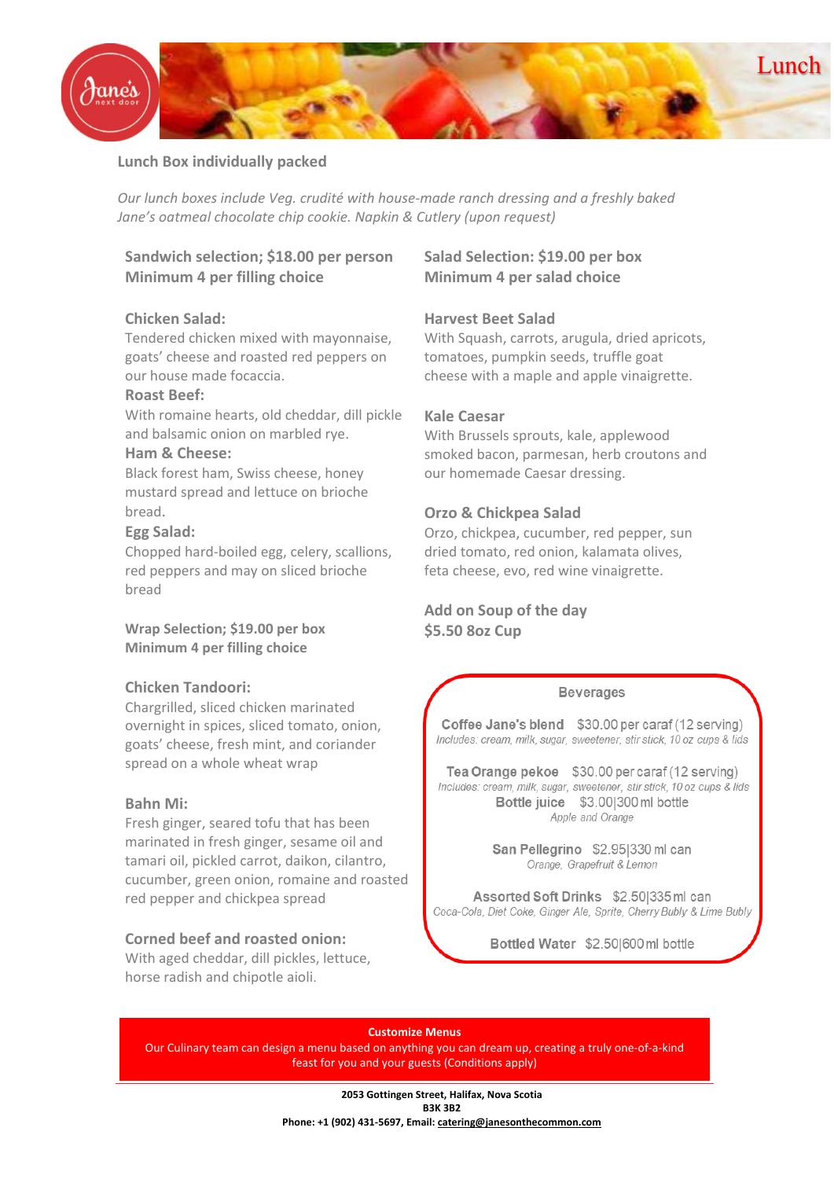# Lunch

## Lunch Box individually packed

*Our lunch boxes include Veg. crudité with house-made ranch dressing and a freshly baked Jane's oatmeal chocolate chip cookie. Napkin & Cutlery (upon request)*

### Sandwich selection; $18.00 per person
### Minimum 4 per filling choice

**Chicken Salad:**
Tendered chicken mixed with mayonnaise, goats' cheese and roasted red peppers on our house made focaccia.

**Roast Beef:**
With romaine hearts, old cheddar, dill pickle and balsamic onion on marbled rye.

**Ham & Cheese:**
Black forest ham, Swiss cheese, honey mustard spread and lettuce on brioche bread.

**Egg Salad:**
Chopped hard-boiled egg, celery, scallions, red peppers and may on sliced brioche bread

### Wrap Selection; $19.00 per box
### Minimum 4 per filling choice

**Chicken Tandoori:**
Chargrilled, sliced chicken marinated overnight in spices, sliced tomato, onion, goats' cheese, fresh mint, and coriander spread on a whole wheat wrap

**Bahn Mi:**
Fresh ginger, seared tofu that has been marinated in fresh ginger, sesame oil and tamari oil, pickled carrot, daikon, cilantro, cucumber, green onion, romaine and roasted red pepper and chickpea spread

**Corned beef and roasted onion:**
With aged cheddar, dill pickles, lettuce, horse radish and chipotle aioli.

### Salad Selection: $19.00 per box
### Minimum 4 per salad choice

**Harvest Beet Salad**
With Squash, carrots, arugula, dried apricots, tomatoes, pumpkin seeds, truffle goat cheese with a maple and apple vinaigrette.

**Kale Caesar**
With Brussels sprouts, kale, applewood smoked bacon, parmesan, herb croutons and our homemade Caesar dressing.

**Orzo & Chickpea Salad**
Orzo, chickpea, cucumber, red pepper, sun dried tomato, red onion, kalamata olives, feta cheese, evo, red wine vinaigrette.

### Add on Soup of the day
### $5.50 8oz Cup

### Beverages

**Coffee Jane's blend** $30.00 per caraf (12 serving)
*Includes: cream, milk, sugar, sweetener, stir stick, 10 oz cups & lids*

**Tea Orange pekoe** $30.00 per caraf (12 serving)
*Includes: cream, milk, sugar, sweetener, stir stick, 10 oz cups & lids*

**Bottle juice** $3.00|300 ml bottle
*Apple and Orange*

**San Pellegrino** $2.95|330 ml can
*Orange, Grapefruit & Lemon*

**Assorted Soft Drinks** $2.50|335 ml can
*Coca-Cola, Diet Coke, Ginger Ale, Sprite, Cherry Bubly & Lime Bubly*

**Bottled Water** $2.50|600 ml bottle

**Customize Menus**
Our Culinary team can design a menu based on anything you can dream up, creating a truly one-of-a-kind feast for you and your guests (Conditions apply)

**2053 Gottingen Street, Halifax, Nova Scotia**
**B3K 3B2**
**Phone: +1 (902) 431-5697, Email: catering@janesonthecommon.com**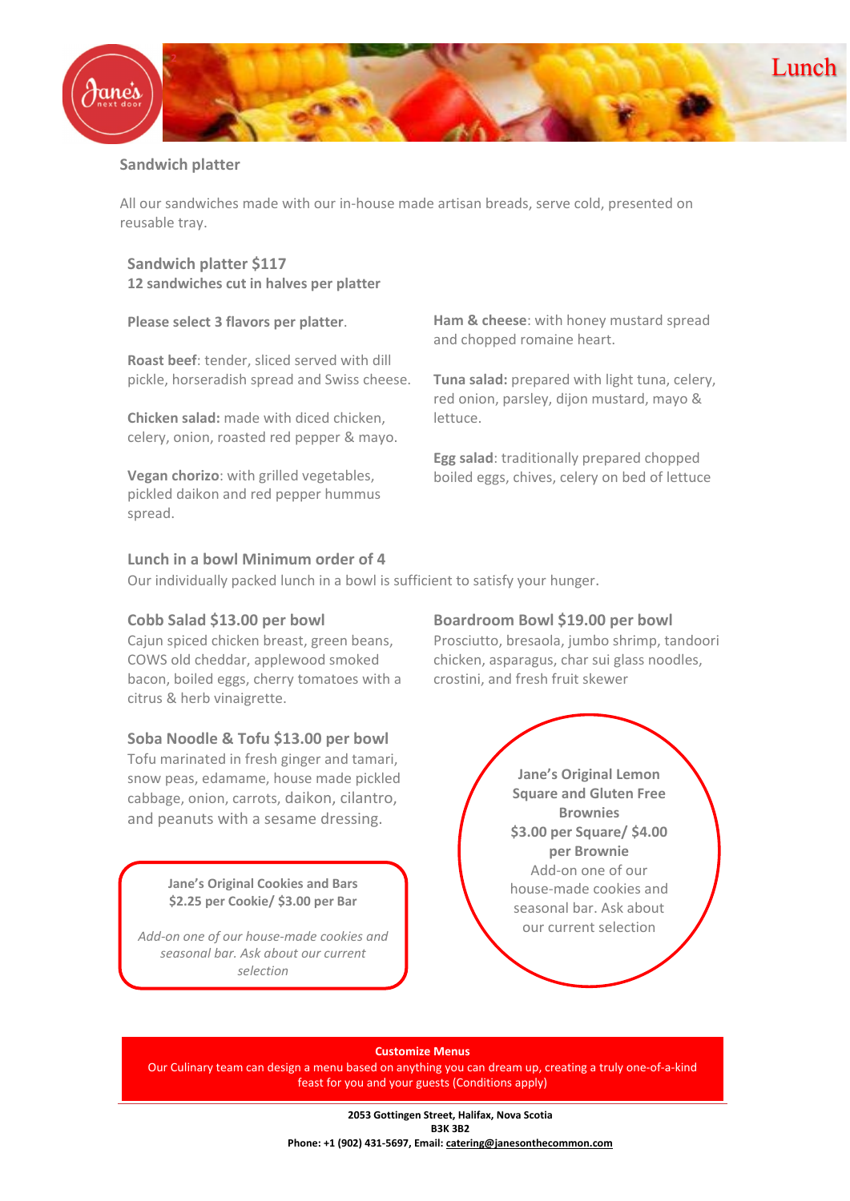# Lunch

## Sandwich platter

All our sandwiches made with our in-house made artisan breads, serve cold, presented on reusable tray.

### Sandwich platter $117

**12 sandwiches cut in halves per platter**

**Please select 3 flavors per platter**.

**Roast beef**: tender, sliced served with dill pickle, horseradish spread and Swiss cheese.

**Chicken salad:** made with diced chicken, celery, onion, roasted red pepper & mayo.

**Vegan chorizo**: with grilled vegetables, pickled daikon and red pepper hummus spread.

**Ham & cheese**: with honey mustard spread and chopped romaine heart.

**Tuna salad:** prepared with light tuna, celery, red onion, parsley, dijon mustard, mayo & lettuce.

**Egg salad**: traditionally prepared chopped boiled eggs, chives, celery on bed of lettuce

## Lunch in a bowl Minimum order of 4

Our individually packed lunch in a bowl is sufficient to satisfy your hunger.

### Cobb Salad $13.00 per bowl

Cajun spiced chicken breast, green beans, COWS old cheddar, applewood smoked bacon, boiled eggs, cherry tomatoes with a citrus & herb vinaigrette.

### Soba Noodle & Tofu $13.00 per bowl

Tofu marinated in fresh ginger and tamari, snow peas, edamame, house made pickled cabbage, onion, carrots, daikon, cilantro, and peanuts with a sesame dressing.

### Boardroom Bowl $19.00 per bowl

Prosciutto, bresaola, jumbo shrimp, tandoori chicken, asparagus, char sui glass noodles, crostini, and fresh fruit skewer

**Jane's Original Cookies and Bars**
**$2.25 per Cookie/ $3.00 per Bar**

*Add-on one of our house-made cookies and seasonal bar. Ask about our current selection*

**Jane's Original Lemon Square and Gluten Free Brownies**
**$3.00 per Square/ $4.00 per Brownie**

Add-on one of our house-made cookies and seasonal bar. Ask about our current selection

**Customize Menus**

Our Culinary team can design a menu based on anything you can dream up, creating a truly one-of-a-kind feast for you and your guests (Conditions apply)

**2053 Gottingen Street, Halifax, Nova Scotia**
**B3K 3B2**
**Phone: +1 (902) 431-5697, Email: catering@janesonthecommon.com**